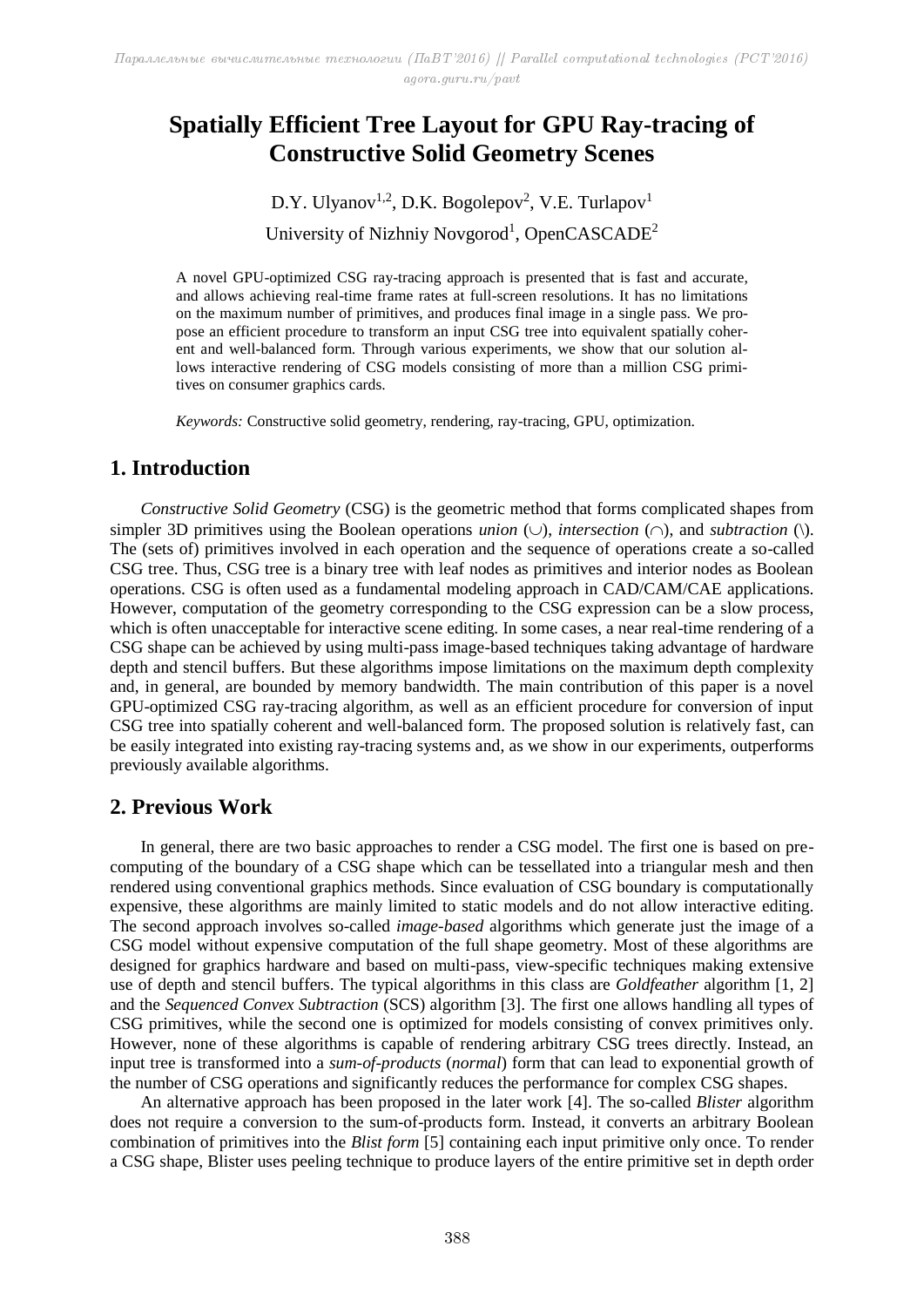# Spatially Efficient Tree Layout for GPU Ray-tracing of Constructive Solid Geometry Scenes

D.Y. Ulyanov[1,2], D.K. Bogolepov[2], V.E. Turlapov[1]

University of Nizhniy Novgorod[1], OpenCASCADE[2]

A novel GPU-optimized CSG ray-tracing approach is presented that is fast and accurate, and allows achieving real-time frame rates at full-screen resolutions. It has no limitations on the maximum number of primitives, and produces final image in a single pass. We propose an efficient procedure to transform an input CSG tree into equivalent spatially coherent and well-balanced form. Through various experiments, we show that our solution allows interactive rendering of CSG models consisting of more than a million CSG primitives on consumer graphics cards.

*Keywords:* Constructive solid geometry, rendering, ray-tracing, GPU, optimization.

## 1. Introduction

*Constructive Solid Geometry* (CSG) is the geometric method that forms complicated shapes from simpler 3D primitives using the Boolean operations *union* (∪), *intersection* (∩), and *subtraction* (\). The (sets of) primitives involved in each operation and the sequence of operations create a so-called CSG tree. Thus, CSG tree is a binary tree with leaf nodes as primitives and interior nodes as Boolean operations. CSG is often used as a fundamental modeling approach in CAD/CAM/CAE applications. However, computation of the geometry corresponding to the CSG expression can be a slow process, which is often unacceptable for interactive scene editing. In some cases, a near real-time rendering of a CSG shape can be achieved by using multi-pass image-based techniques taking advantage of hardware depth and stencil buffers. But these algorithms impose limitations on the maximum depth complexity and, in general, are bounded by memory bandwidth. The main contribution of this paper is a novel GPU-optimized CSG ray-tracing algorithm, as well as an efficient procedure for conversion of input CSG tree into spatially coherent and well-balanced form. The proposed solution is relatively fast, can be easily integrated into existing ray-tracing systems and, as we show in our experiments, outperforms previously available algorithms.

## 2. Previous Work

In general, there are two basic approaches to render a CSG model. The first one is based on pre-computing of the boundary of a CSG shape which can be tessellated into a triangular mesh and then rendered using conventional graphics methods. Since evaluation of CSG boundary is computationally expensive, these algorithms are mainly limited to static models and do not allow interactive editing. The second approach involves so-called *image-based* algorithms which generate just the image of a CSG model without expensive computation of the full shape geometry. Most of these algorithms are designed for graphics hardware and based on multi-pass, view-specific techniques making extensive use of depth and stencil buffers. The typical algorithms in this class are *Goldfeather* algorithm [1, 2] and the *Sequenced Convex Subtraction* (SCS) algorithm [3]. The first one allows handling all types of CSG primitives, while the second one is optimized for models consisting of convex primitives only. However, none of these algorithms is capable of rendering arbitrary CSG trees directly. Instead, an input tree is transformed into a *sum-of-products* (*normal*) form that can lead to exponential growth of the number of CSG operations and significantly reduces the performance for complex CSG shapes.

An alternative approach has been proposed in the later work [4]. The so-called *Blister* algorithm does not require a conversion to the sum-of-products form. Instead, it converts an arbitrary Boolean combination of primitives into the *Blist form* [5] containing each input primitive only once. To render a CSG shape, Blister uses peeling technique to produce layers of the entire primitive set in depth order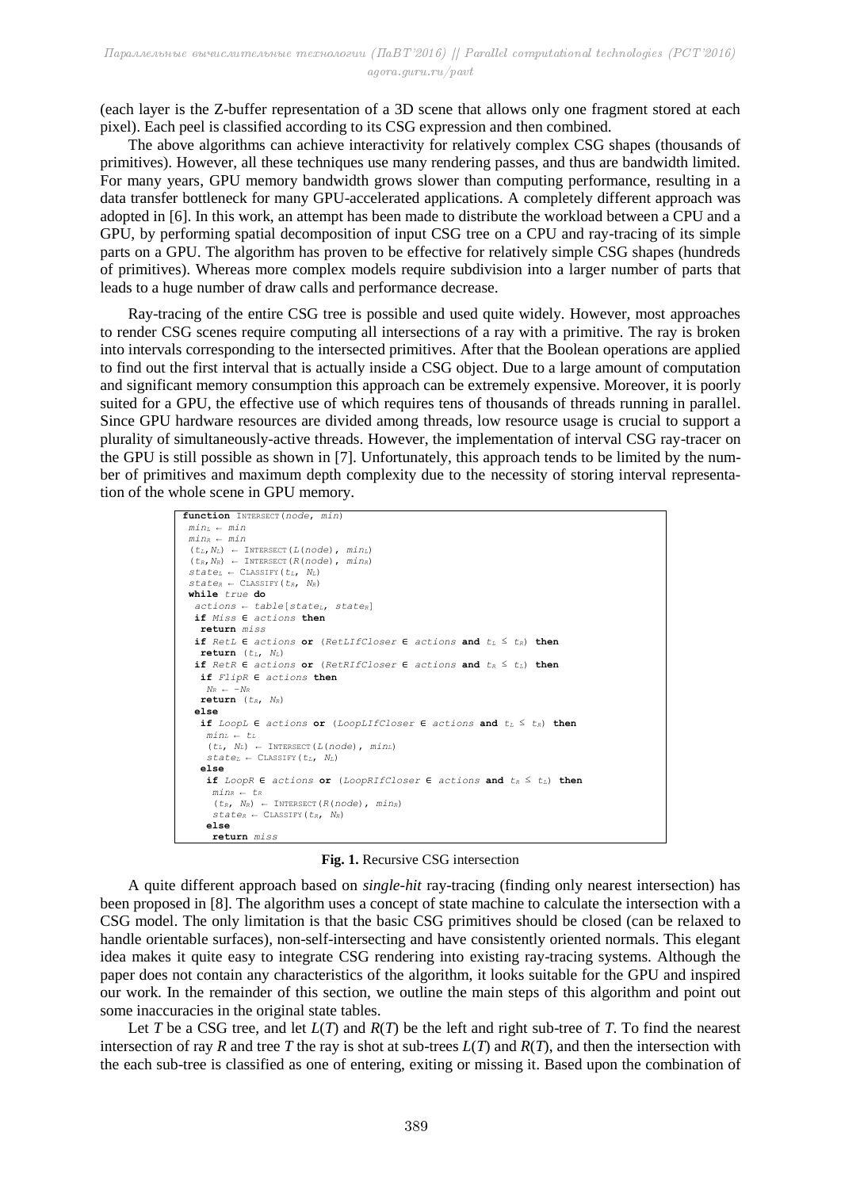(each layer is the Z-buffer representation of a 3D scene that allows only one fragment stored at each pixel). Each peel is classified according to its CSG expression and then combined.

The above algorithms can achieve interactivity for relatively complex CSG shapes (thousands of primitives). However, all these techniques use many rendering passes, and thus are bandwidth limited. For many years, GPU memory bandwidth grows slower than computing performance, resulting in a data transfer bottleneck for many GPU-accelerated applications. A completely different approach was adopted in [6]. In this work, an attempt has been made to distribute the workload between a CPU and a GPU, by performing spatial decomposition of input CSG tree on a CPU and ray-tracing of its simple parts on a GPU. The algorithm has proven to be effective for relatively simple CSG shapes (hundreds of primitives). Whereas more complex models require subdivision into a larger number of parts that leads to a huge number of draw calls and performance decrease.

Ray-tracing of the entire CSG tree is possible and used quite widely. However, most approaches to render CSG scenes require computing all intersections of a ray with a primitive. The ray is broken into intervals corresponding to the intersected primitives. After that the Boolean operations are applied to find out the first interval that is actually inside a CSG object. Due to a large amount of computation and significant memory consumption this approach can be extremely expensive. Moreover, it is poorly suited for a GPU, the effective use of which requires tens of thousands of threads running in parallel. Since GPU hardware resources are divided among threads, low resource usage is crucial to support a plurality of simultaneously-active threads. However, the implementation of interval CSG ray-tracer on the GPU is still possible as shown in [7]. Unfortunately, this approach tends to be limited by the number of primitives and maximum depth complexity due to the necessity of storing interval representation of the whole scene in GPU memory.

```
function INTERSECT(node, min)
 minL ← min
 minR ← min
 (tL,NL) ← INTERSECT(L(node), minL)
 (tR,NR) ← INTERSECT(R(node), minR)
 stateL ← CLASSIFY(tL, NL)
 stateR ← CLASSIFY(tR, NR)
 while true do
  actions ← table[stateL, stateR]
  if Miss ∈ actions then
   return miss
  if RetL ∈ actions or (RetLIfCloser ∈ actions and tL ≤ tR) then
   return (tL, NL)
  if RetR ∈ actions or (RetRIfCloser ∈ actions and tR ≤ tL) then
   if FlipR ∈ actions then
    NR ← -NR
   return (tR, NR)
  else
   if LoopL ∈ actions or (LoopLIfCloser ∈ actions and tL ≤ tR) then
    minL ← tL
    (tL, NL) ← INTERSECT(L(node), minL)
    stateL ← CLASSIFY(tL, NL)
   else
    if LoopR ∈ actions or (LoopRIfCloser ∈ actions and tR ≤ tL) then
     minR ← tR
     (tR, NR) ← INTERSECT(R(node), minR)
     stateR ← CLASSIFY(tR, NR)
    else
     return miss
```

**Fig. 1.** Recursive CSG intersection

A quite different approach based on *single-hit* ray-tracing (finding only nearest intersection) has been proposed in [8]. The algorithm uses a concept of state machine to calculate the intersection with a CSG model. The only limitation is that the basic CSG primitives should be closed (can be relaxed to handle orientable surfaces), non-self-intersecting and have consistently oriented normals. This elegant idea makes it quite easy to integrate CSG rendering into existing ray-tracing systems. Although the paper does not contain any characteristics of the algorithm, it looks suitable for the GPU and inspired our work. In the remainder of this section, we outline the main steps of this algorithm and point out some inaccuracies in the original state tables.

Let $T$ be a CSG tree, and let $L(T)$ and $R(T)$ be the left and right sub-tree of $T$. To find the nearest intersection of ray $R$ and tree $T$ the ray is shot at sub-trees $L(T)$ and $R(T)$, and then the intersection with the each sub-tree is classified as one of entering, exiting or missing it. Based upon the combination of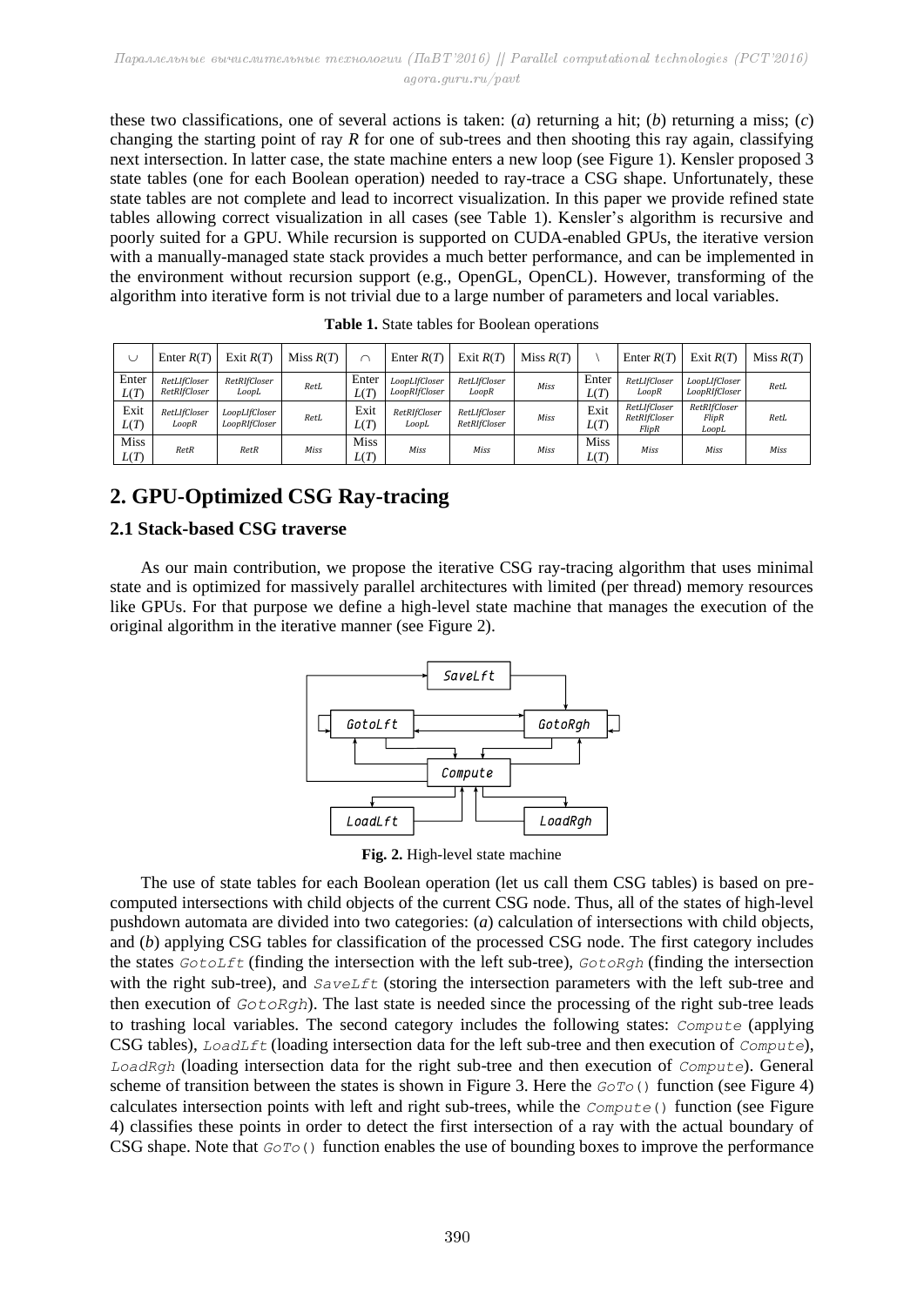these two classifications, one of several actions is taken: (*a*) returning a hit; (*b*) returning a miss; (*c*) changing the starting point of ray *R* for one of sub-trees and then shooting this ray again, classifying next intersection. In latter case, the state machine enters a new loop (see Figure 1). Kensler proposed 3 state tables (one for each Boolean operation) needed to ray-trace a CSG shape. Unfortunately, these state tables are not complete and lead to incorrect visualization. In this paper we provide refined state tables allowing correct visualization in all cases (see Table 1). Kensler's algorithm is recursive and poorly suited for a GPU. While recursion is supported on CUDA-enabled GPUs, the iterative version with a manually-managed state stack provides a much better performance, and can be implemented in the environment without recursion support (e.g., OpenGL, OpenCL). However, transforming of the algorithm into iterative form is not trivial due to a large number of parameters and local variables.

**Table 1.** State tables for Boolean operations

| $\cup$ | Enter $R(T)$ | Exit $R(T)$ | Miss $R(T)$ | $\cap$ | Enter $R(T)$ | Exit $R(T)$ | Miss $R(T)$ | $\setminus$ | Enter $R(T)$ | Exit $R(T)$ | Miss $R(T)$ |
|---|---|---|---|---|---|---|---|---|---|---|---|
| Enter $L(T)$ | *RetLIfCloser RetRIfCloser* | *RetRIfCloser LoopL* | *RetL* | Enter $L(T)$ | *LoopLIfCloser LoopRIfCloser* | *RetLIfCloser LoopR* | *Miss* | Enter $L(T)$ | *RetLIfCloser LoopR* | *LoopLIfCloser LoopRIfCloser* | *RetL* |
| Exit $L(T)$ | *RetLIfCloser LoopR* | *LoopLIfCloser LoopRIfCloser* | *RetL* | Exit $L(T)$ | *RetRIfCloser LoopL* | *RetLIfCloser RetRIfCloser* | *Miss* | Exit $L(T)$ | *RetLIfCloser RetRIfCloser FlipR* | *RetRIfCloser FlipR LoopL* | *RetL* |
| Miss $L(T)$ | *RetR* | *RetR* | *Miss* | Miss $L(T)$ | *Miss* | *Miss* | *Miss* | Miss $L(T)$ | *Miss* | *Miss* | *Miss* |

## 2. GPU-Optimized CSG Ray-tracing

### 2.1 Stack-based CSG traverse

As our main contribution, we propose the iterative CSG ray-tracing algorithm that uses minimal state and is optimized for massively parallel architectures with limited (per thread) memory resources like GPUs. For that purpose we define a high-level state machine that manages the execution of the original algorithm in the iterative manner (see Figure 2).

**Fig. 2.** High-level state machine

The use of state tables for each Boolean operation (let us call them CSG tables) is based on pre-computed intersections with child objects of the current CSG node. Thus, all of the states of high-level pushdown automata are divided into two categories: (*a*) calculation of intersections with child objects, and (*b*) applying CSG tables for classification of the processed CSG node. The first category includes the states `GotoLft` (finding the intersection with the left sub-tree), `GotoRgh` (finding the intersection with the right sub-tree), and `SaveLft` (storing the intersection parameters with the left sub-tree and then execution of `GotoRgh`). The last state is needed since the processing of the right sub-tree leads to trashing local variables. The second category includes the following states: `Compute` (applying CSG tables), `LoadLft` (loading intersection data for the left sub-tree and then execution of `Compute`), `LoadRgh` (loading intersection data for the right sub-tree and then execution of `Compute`). General scheme of transition between the states is shown in Figure 3. Here the `GoTo()` function (see Figure 4) calculates intersection points with left and right sub-trees, while the `Compute()` function (see Figure 4) classifies these points in order to detect the first intersection of a ray with the actual boundary of CSG shape. Note that `GoTo()` function enables the use of bounding boxes to improve the performance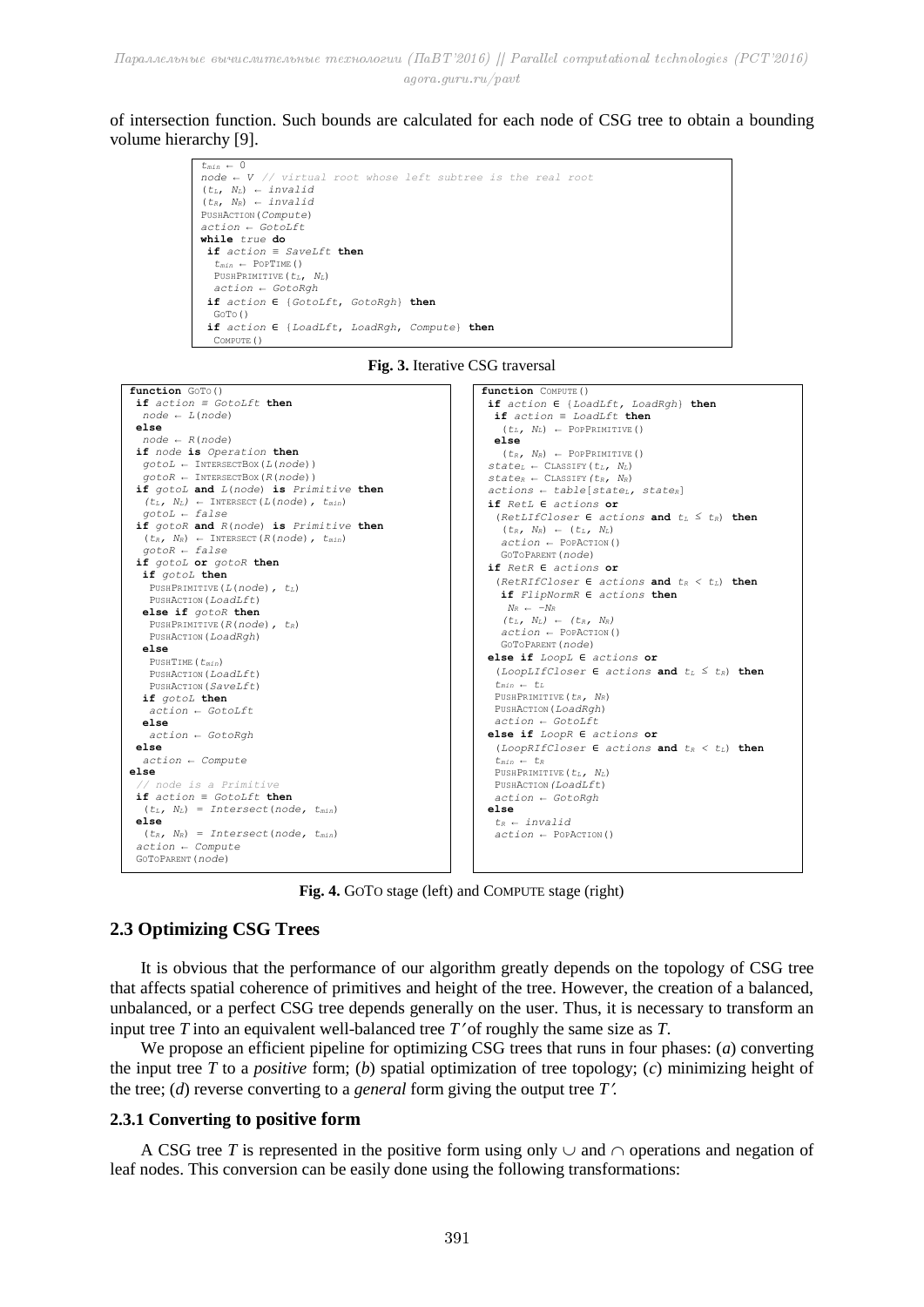of intersection function. Such bounds are calculated for each node of CSG tree to obtain a bounding volume hierarchy [9].

```
tmin ← 0
node ← V // virtual root whose left subtree is the real root
(tL, NL) ← invalid
(tR, NR) ← invalid
PushAction(Compute)
action ← GotoLft
while true do
 if action ≡ SaveLft then
  tmin ← PopTime()
  PushPrimitive(tL, NL)
  action ← GotoRgh
 if action ∈ {GotoLft, GotoRgh} then
  GoTo()
 if action ∈ {LoadLft, LoadRgh, Compute} then
  Compute()
```

**Fig. 3.** Iterative CSG traversal

```
function GoTo()
 if action ≡ GotoLft then
  node ← L(node)
 else
  node ← R(node)
 if node is Operation then
  gotoL ← IntersectBox(L(node))
  gotoR ← IntersectBox(R(node))
 if gotoL and L(node) is Primitive then
  (tL, NL) ← Intersect(L(node), tmin)
  gotoL ← false
 if gotoR and R(node) is Primitive then
  (tR, NR) ← Intersect(R(node), tmin)
  gotoR ← false
 if gotoL or gotoR then
  if gotoL then
   PushPrimitive(L(node), tL)
   PushAction(LoadLft)
  else if gotoR then
   PushPrimitive(R(node), tR)
   PushAction(LoadRgh)
  else
   PushTime(tmin)
   PushAction(LoadLft)
   PushAction(SaveLft)
  if gotoL then
   action ← GotoLft
  else
   action ← GotoRgh
 else
  action ← Compute
else
 // node is a Primitive
 if action ≡ GotoLft then
  (tL, NL) = Intersect(node, tmin)
 else
  (tR, NR) = Intersect(node, tmin)
 action ← Compute
 GoToParent(node)
```

```
function Compute()
 if action ∈ {LoadLft, LoadRgh} then
  if action ≡ LoadLft then
   (tL, NL) ← PopPrimitive()
  else
   (tR, NR) ← PopPrimitive()
 stateL ← Classify(tL, NL)
 stateR ← Classify(tR, NR)
 actions ← table[stateL, stateR]
 if RetL ∈ actions or
  (RetLIfCloser ∈ actions and tL ≤ tR) then
   (tR, NR) ← (tL, NL)
   action ← PopAction()
   GoToParent(node)
 if RetR ∈ actions or
  (RetRIfCloser ∈ actions and tR < tL) then
   if FlipNormR ∈ actions then
    NR ← −NR
   (tL, NL) ← (tR, NR)
   action ← PopAction()
   GoToParent(node)
 else if LoopL ∈ actions or
  (LoopLIfCloser ∈ actions and tL ≤ tR) then
  tmin ← tL
  PushPrimitive(tR, NR)
  PushAction(LoadRgh)
  action ← GotoLft
 else if LoopR ∈ actions or
  (LoopRIfCloser ∈ actions and tR < tL) then
  tmin ← tR
  PushPrimitive(tL, NL)
  PushAction(LoadLft)
  action ← GotoRgh
 else
  tR ← invalid
  action ← PopAction()
```

**Fig. 4.** GoTo stage (left) and Compute stage (right)

## 2.3 Optimizing CSG Trees

It is obvious that the performance of our algorithm greatly depends on the topology of CSG tree that affects spatial coherence of primitives and height of the tree. However, the creation of a balanced, unbalanced, or a perfect CSG tree depends generally on the user. Thus, it is necessary to transform an input tree $T$ into an equivalent well-balanced tree $T'$ of roughly the same size as $T$.

We propose an efficient pipeline for optimizing CSG trees that runs in four phases: (*a*) converting the input tree $T$ to a *positive* form; (*b*) spatial optimization of tree topology; (*c*) minimizing height of the tree; (*d*) reverse converting to a *general* form giving the output tree $T'$.

### 2.3.1 Converting to positive form

A CSG tree $T$ is represented in the positive form using only $\cup$ and $\cap$ operations and negation of leaf nodes. This conversion can be easily done using the following transformations: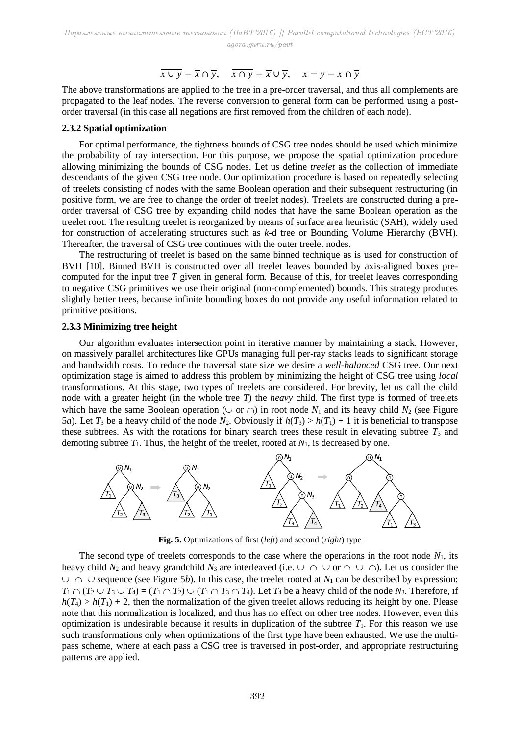$$\overline{x \cup y} = \overline{x} \cap \overline{y}, \quad \overline{x \cap y} = \overline{x} \cup \overline{y}, \quad x - y = x \cap \overline{y}$$

The above transformations are applied to the tree in a pre-order traversal, and thus all complements are propagated to the leaf nodes. The reverse conversion to general form can be performed using a post-order traversal (in this case all negations are first removed from the children of each node).

### 2.3.2 Spatial optimization

For optimal performance, the tightness bounds of CSG tree nodes should be used which minimize the probability of ray intersection. For this purpose, we propose the spatial optimization procedure allowing minimizing the bounds of CSG nodes. Let us define *treelet* as the collection of immediate descendants of the given CSG tree node. Our optimization procedure is based on repeatedly selecting of treelets consisting of nodes with the same Boolean operation and their subsequent restructuring (in positive form, we are free to change the order of treelet nodes). Treelets are constructed during a pre-order traversal of CSG tree by expanding child nodes that have the same Boolean operation as the treelet root. The resulting treelet is reorganized by means of surface area heuristic (SAH), widely used for construction of accelerating structures such as *k*-d tree or Bounding Volume Hierarchy (BVH). Thereafter, the traversal of CSG tree continues with the outer treelet nodes.

The restructuring of treelet is based on the same binned technique as is used for construction of BVH [10]. Binned BVH is constructed over all treelet leaves bounded by axis-aligned boxes pre-computed for the input tree $T$ given in general form. Because of this, for treelet leaves corresponding to negative CSG primitives we use their original (non-complemented) bounds. This strategy produces slightly better trees, because infinite bounding boxes do not provide any useful information related to primitive positions.

### 2.3.3 Minimizing tree height

Our algorithm evaluates intersection point in iterative manner by maintaining a stack. However, on massively parallel architectures like GPUs managing full per-ray stacks leads to significant storage and bandwidth costs. To reduce the traversal state size we desire a *well-balanced* CSG tree. Our next optimization stage is aimed to address this problem by minimizing the height of CSG tree using *local* transformations. At this stage, two types of treelets are considered. For brevity, let us call the child node with a greater height (in the whole tree $T$) the *heavy* child. The first type is formed of treelets which have the same Boolean operation ($\cup$ or $\cap$) in root node $N_1$ and its heavy child $N_2$ (see Figure 5*a*). Let $T_3$ be a heavy child of the node $N_2$. Obviously if $h(T_3) > h(T_1) + 1$ it is beneficial to transpose these subtrees. As with the rotations for binary search trees these result in elevating subtree $T_3$ and demoting subtree $T_1$. Thus, the height of the treelet, rooted at $N_1$, is decreased by one.

**Fig. 5.** Optimizations of first (*left*) and second (*right*) type

The second type of treelets corresponds to the case where the operations in the root node $N_1$, its heavy child $N_2$ and heavy grandchild $N_3$ are interleaved (i.e. $\cup$–$\cap$–$\cup$ or $\cap$–$\cup$–$\cap$). Let us consider the $\cup$–$\cap$–$\cup$ sequence (see Figure 5*b*). In this case, the treelet rooted at $N_1$ can be described by expression: $T_1 \cap (T_2 \cup T_3 \cup T_4) = (T_1 \cap T_2) \cup (T_1 \cap T_3 \cap T_4)$. Let $T_4$ be a heavy child of the node $N_3$. Therefore, if $h(T_4) > h(T_1) + 2$, then the normalization of the given treelet allows reducing its height by one. Please note that this normalization is localized, and thus has no effect on other tree nodes. However, even this optimization is undesirable because it results in duplication of the subtree $T_1$. For this reason we use such transformations only when optimizations of the first type have been exhausted. We use the multi-pass scheme, where at each pass a CSG tree is traversed in post-order, and appropriate restructuring patterns are applied.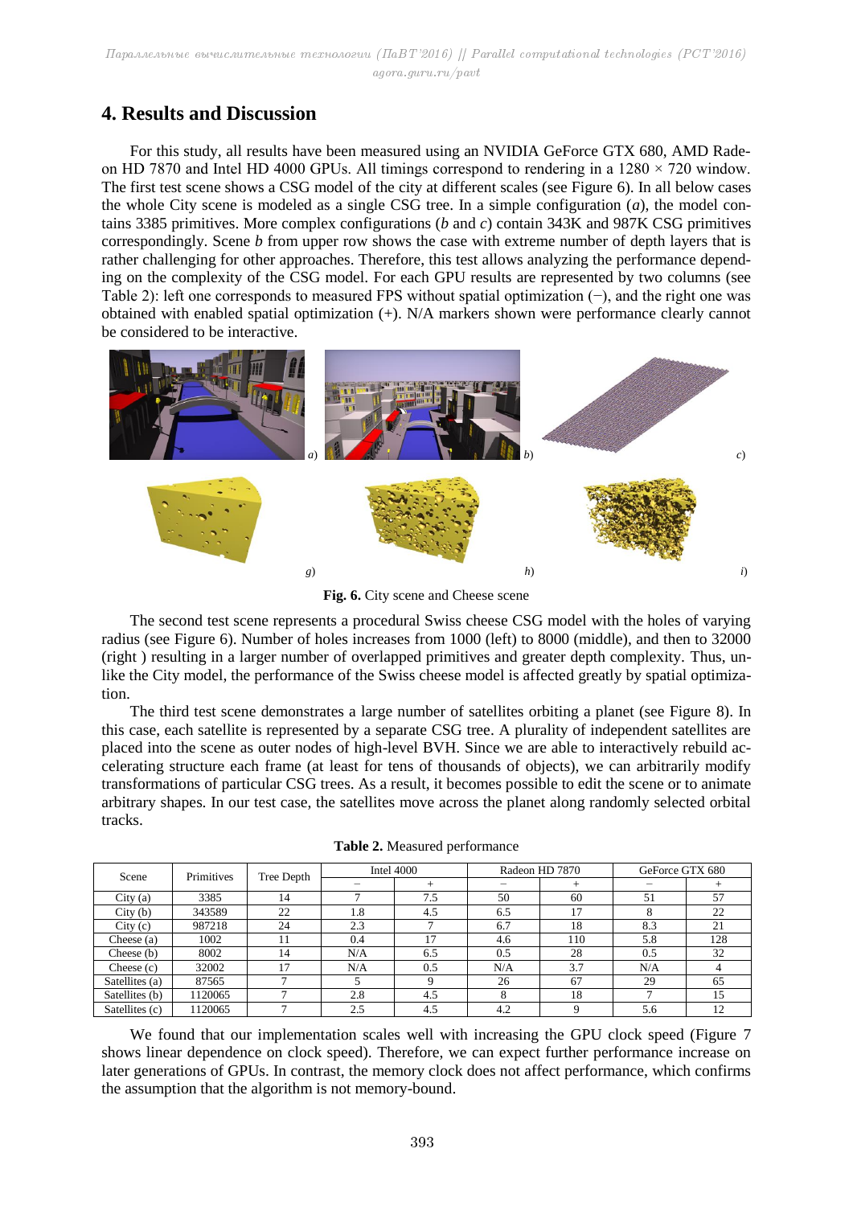## 4. Results and Discussion

For this study, all results have been measured using an NVIDIA GeForce GTX 680, AMD Radeon HD 7870 and Intel HD 4000 GPUs. All timings correspond to rendering in a 1280 × 720 window. The first test scene shows a CSG model of the city at different scales (see Figure 6). In all below cases the whole City scene is modeled as a single CSG tree. In a simple configuration (*a*), the model contains 3385 primitives. More complex configurations (*b* and *c*) contain 343K and 987K CSG primitives correspondingly. Scene *b* from upper row shows the case with extreme number of depth layers that is rather challenging for other approaches. Therefore, this test allows analyzing the performance depending on the complexity of the CSG model. For each GPU results are represented by two columns (see Table 2): left one corresponds to measured FPS without spatial optimization (−), and the right one was obtained with enabled spatial optimization (+). N/A markers shown were performance clearly cannot be considered to be interactive.

*a*) *b*) *c*) *g*) *h*) *i*)

**Fig. 6.** City scene and Cheese scene

The second test scene represents a procedural Swiss cheese CSG model with the holes of varying radius (see Figure 6). Number of holes increases from 1000 (left) to 8000 (middle), and then to 32000 (right ) resulting in a larger number of overlapped primitives and greater depth complexity. Thus, unlike the City model, the performance of the Swiss cheese model is affected greatly by spatial optimization.

The third test scene demonstrates a large number of satellites orbiting a planet (see Figure 8). In this case, each satellite is represented by a separate CSG tree. A plurality of independent satellites are placed into the scene as outer nodes of high-level BVH. Since we are able to interactively rebuild accelerating structure each frame (at least for tens of thousands of objects), we can arbitrarily modify transformations of particular CSG trees. As a result, it becomes possible to edit the scene or to animate arbitrary shapes. In our test case, the satellites move across the planet along randomly selected orbital tracks.

**Table 2.** Measured performance

| Scene | Primitives | Tree Depth | Intel 4000 | | Radeon HD 7870 | | GeForce GTX 680 | |
|---|---|---|---|---|---|---|---|---|
| | | | − | + | − | + | − | + |
| City (a) | 3385 | 14 | 7 | 7.5 | 50 | 60 | 51 | 57 |
| City (b) | 343589 | 22 | 1.8 | 4.5 | 6.5 | 17 | 8 | 22 |
| City (c) | 987218 | 24 | 2.3 | 7 | 6.7 | 18 | 8.3 | 21 |
| Cheese (a) | 1002 | 11 | 0.4 | 17 | 4.6 | 110 | 5.8 | 128 |
| Cheese (b) | 8002 | 14 | N/A | 6.5 | 0.5 | 28 | 0.5 | 32 |
| Cheese (c) | 32002 | 17 | N/A | 0.5 | N/A | 3.7 | N/A | 4 |
| Satellites (a) | 87565 | 7 | 5 | 9 | 26 | 67 | 29 | 65 |
| Satellites (b) | 1120065 | 7 | 2.8 | 4.5 | 8 | 18 | 7 | 15 |
| Satellites (c) | 1120065 | 7 | 2.5 | 4.5 | 4.2 | 9 | 5.6 | 12 |

We found that our implementation scales well with increasing the GPU clock speed (Figure 7 shows linear dependence on clock speed). Therefore, we can expect further performance increase on later generations of GPUs. In contrast, the memory clock does not affect performance, which confirms the assumption that the algorithm is not memory-bound.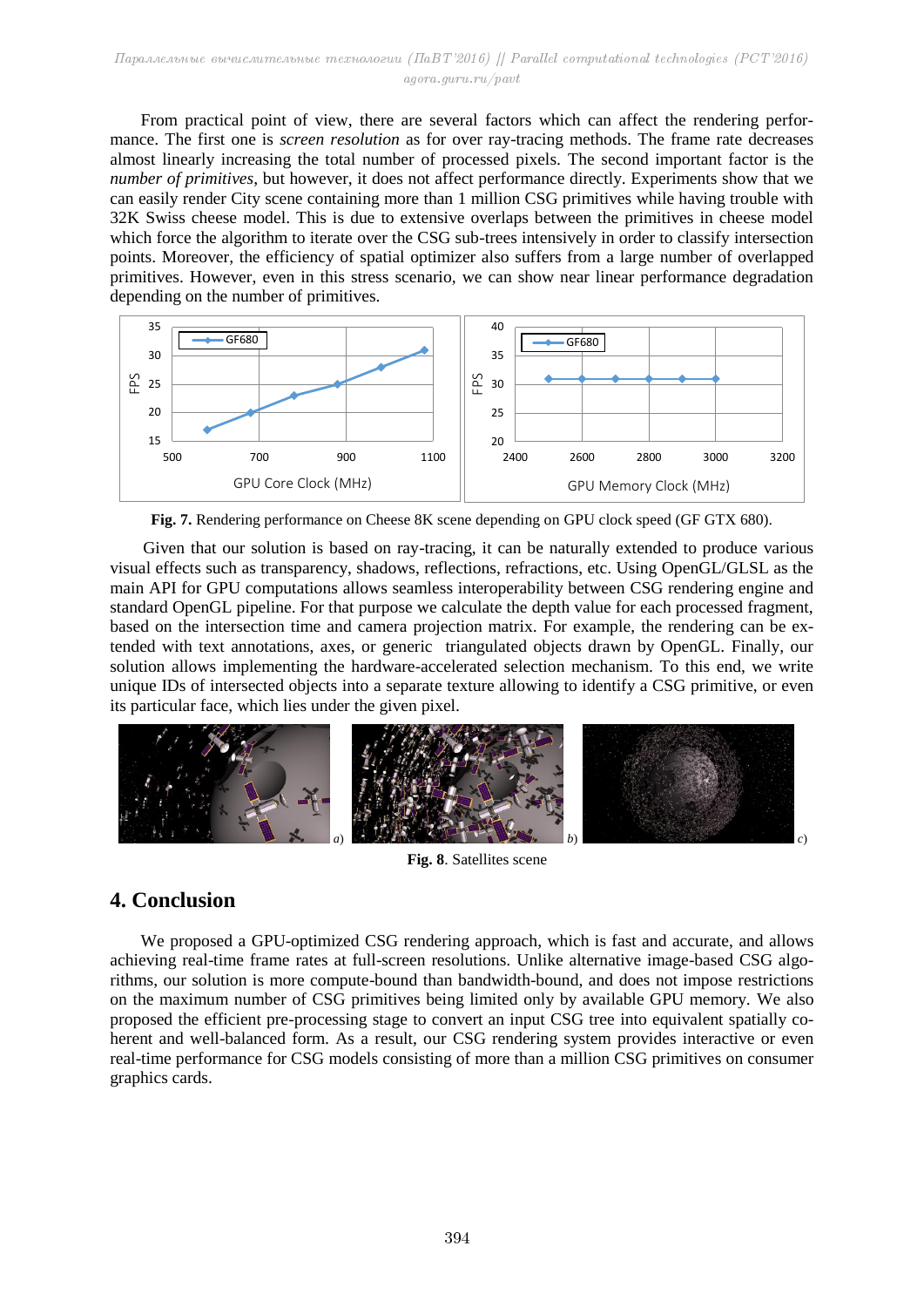From practical point of view, there are several factors which can affect the rendering performance. The first one is *screen resolution* as for over ray-tracing methods. The frame rate decreases almost linearly increasing the total number of processed pixels. The second important factor is the *number of primitives*, but however, it does not affect performance directly. Experiments show that we can easily render City scene containing more than 1 million CSG primitives while having trouble with 32K Swiss cheese model. This is due to extensive overlaps between the primitives in cheese model which force the algorithm to iterate over the CSG sub-trees intensively in order to classify intersection points. Moreover, the efficiency of spatial optimizer also suffers from a large number of overlapped primitives. However, even in this stress scenario, we can show near linear performance degradation depending on the number of primitives.

**Fig. 7.** Rendering performance on Cheese 8K scene depending on GPU clock speed (GF GTX 680).

Given that our solution is based on ray-tracing, it can be naturally extended to produce various visual effects such as transparency, shadows, reflections, refractions, etc. Using OpenGL/GLSL as the main API for GPU computations allows seamless interoperability between CSG rendering engine and standard OpenGL pipeline. For that purpose we calculate the depth value for each processed fragment, based on the intersection time and camera projection matrix. For example, the rendering can be extended with text annotations, axes, or generic triangulated objects drawn by OpenGL. Finally, our solution allows implementing the hardware-accelerated selection mechanism. To this end, we write unique IDs of intersected objects into a separate texture allowing to identify a CSG primitive, or even its particular face, which lies under the given pixel.

**Fig. 8**. Satellites scene

## 4. Conclusion

We proposed a GPU-optimized CSG rendering approach, which is fast and accurate, and allows achieving real-time frame rates at full-screen resolutions. Unlike alternative image-based CSG algorithms, our solution is more compute-bound than bandwidth-bound, and does not impose restrictions on the maximum number of CSG primitives being limited only by available GPU memory. We also proposed the efficient pre-processing stage to convert an input CSG tree into equivalent spatially coherent and well-balanced form. As a result, our CSG rendering system provides interactive or even real-time performance for CSG models consisting of more than a million CSG primitives on consumer graphics cards.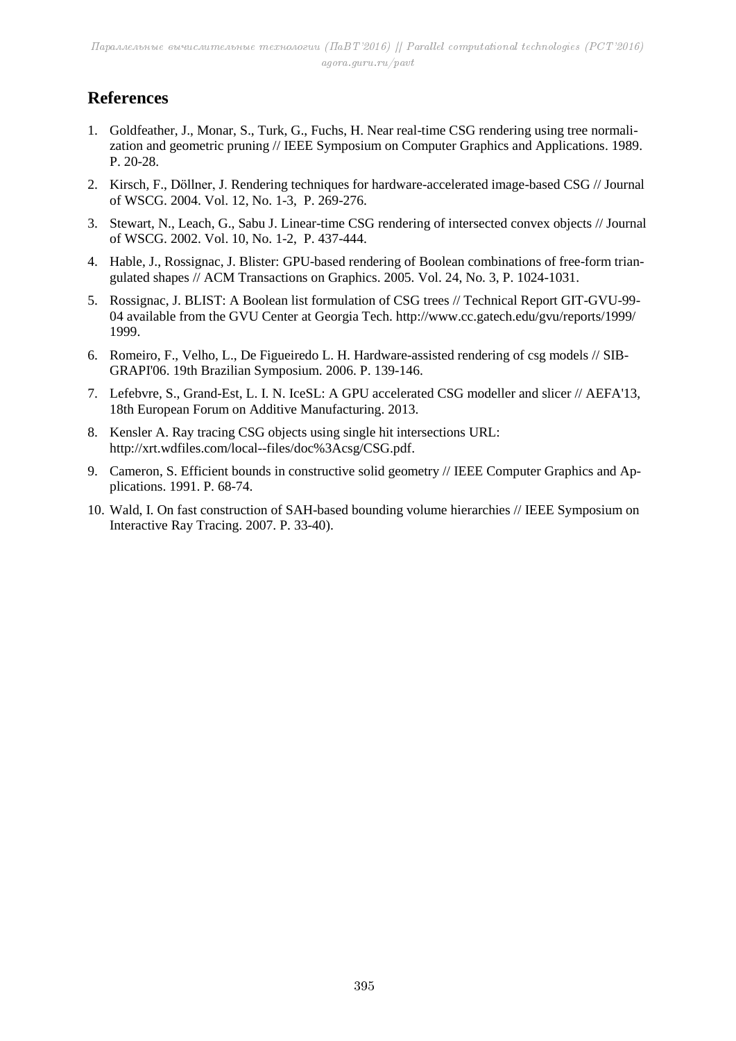## References

1. Goldfeather, J., Monar, S., Turk, G., Fuchs, H. Near real-time CSG rendering using tree normalization and geometric pruning // IEEE Symposium on Computer Graphics and Applications. 1989. P. 20-28.
2. Kirsch, F., Döllner, J. Rendering techniques for hardware-accelerated image-based CSG // Journal of WSCG. 2004. Vol. 12, No. 1-3, P. 269-276.
3. Stewart, N., Leach, G., Sabu J. Linear-time CSG rendering of intersected convex objects // Journal of WSCG. 2002. Vol. 10, No. 1-2, P. 437-444.
4. Hable, J., Rossignac, J. Blister: GPU-based rendering of Boolean combinations of free-form triangulated shapes // ACM Transactions on Graphics. 2005. Vol. 24, No. 3, P. 1024-1031.
5. Rossignac, J. BLIST: A Boolean list formulation of CSG trees // Technical Report GIT-GVU-99-04 available from the GVU Center at Georgia Tech. http://www.cc.gatech.edu/gvu/reports/1999/ 1999.
6. Romeiro, F., Velho, L., De Figueiredo L. H. Hardware-assisted rendering of csg models // SIBGRAPI'06. 19th Brazilian Symposium. 2006. P. 139-146.
7. Lefebvre, S., Grand-Est, L. I. N. IceSL: A GPU accelerated CSG modeller and slicer // AEFA'13, 18th European Forum on Additive Manufacturing. 2013.
8. Kensler A. Ray tracing CSG objects using single hit intersections URL: http://xrt.wdfiles.com/local--files/doc%3Acsg/CSG.pdf.
9. Cameron, S. Efficient bounds in constructive solid geometry // IEEE Computer Graphics and Applications. 1991. P. 68-74.
10. Wald, I. On fast construction of SAH-based bounding volume hierarchies // IEEE Symposium on Interactive Ray Tracing. 2007. P. 33-40).